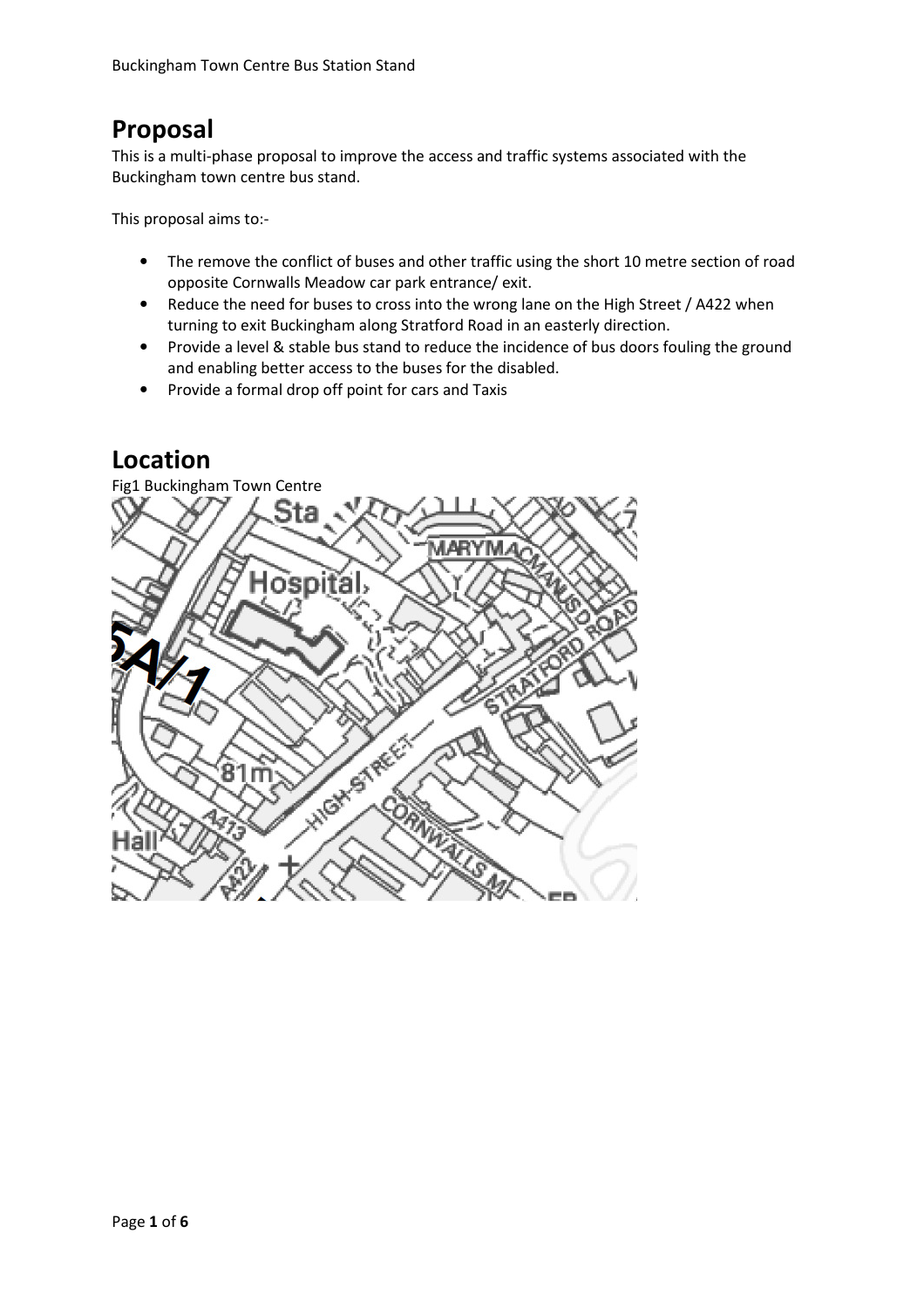## Proposal

This is a multi-phase proposal to improve the access and traffic systems associated with the Buckingham town centre bus stand.

This proposal aims to:-

- The remove the conflict of buses and other traffic using the short 10 metre section of road opposite Cornwalls Meadow car park entrance/ exit.
- Reduce the need for buses to cross into the wrong lane on the High Street / A422 when turning to exit Buckingham along Stratford Road in an easterly direction.
- Provide a level & stable bus stand to reduce the incidence of bus doors fouling the ground and enabling better access to the buses for the disabled.
- Provide a formal drop off point for cars and Taxis

## Location

Fig1 Buckingham Town Centre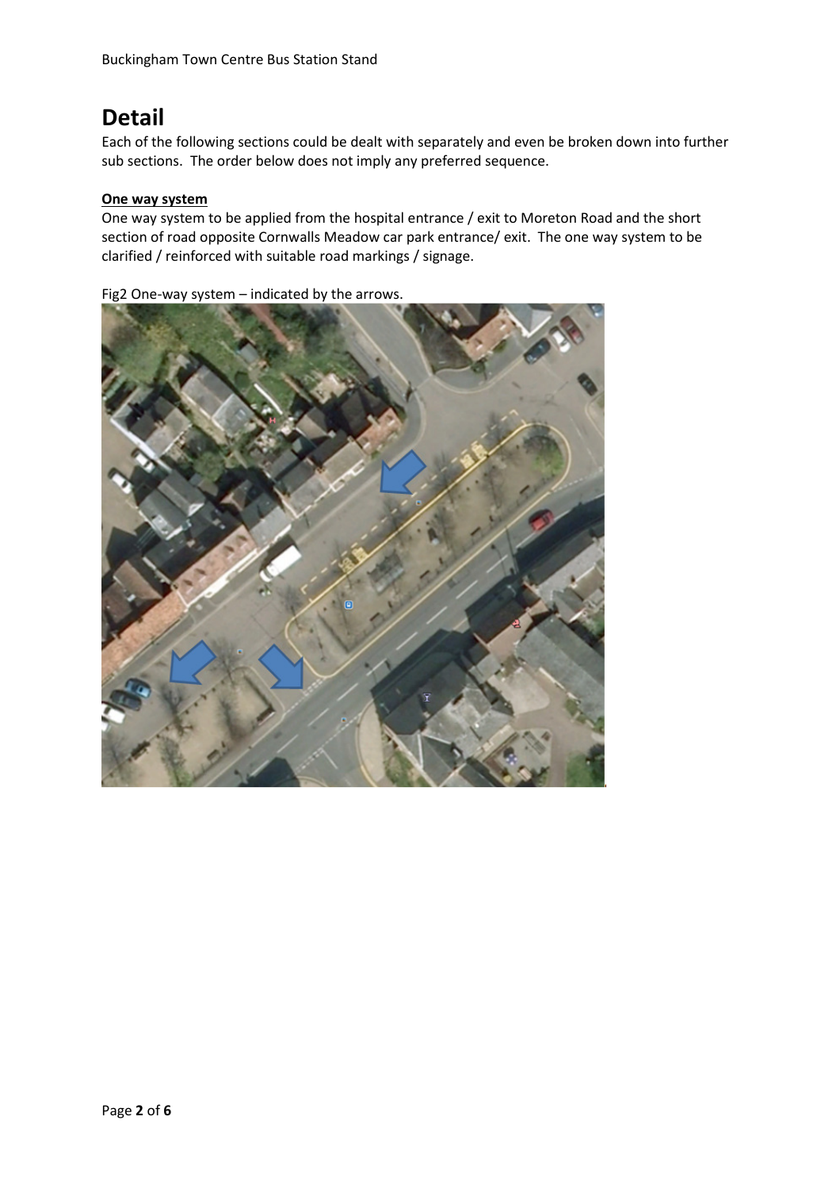# Detail

Each of the following sections could be dealt with separately and even be broken down into further sub sections. The order below does not imply any preferred sequence.

**One way system**

One way system to be applied from the hospital entrance / exit to Moreton Road and the short section of road opposite Cornwalls Meadow car park entrance/ exit. The one way system to be clarified / reinforced with suitable road markings / signage.

Fig2 One-way system – indicated by the arrows.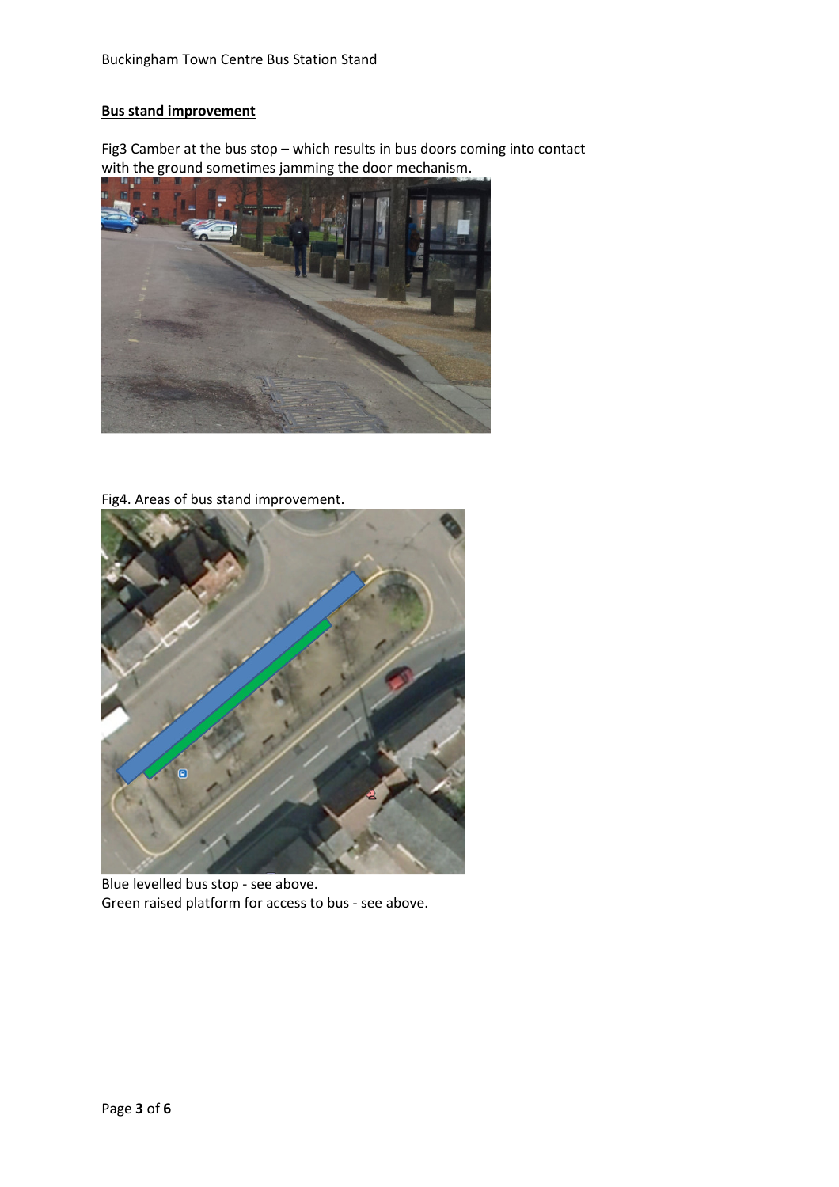## Bus stand improvement

Fig3 Camber at the bus stop – which results in bus doors coming into contact with the ground sometimes jamming the door mechanism.

Fig4. Areas of bus stand improvement.

Blue levelled bus stop - see above.
Green raised platform for access to bus - see above.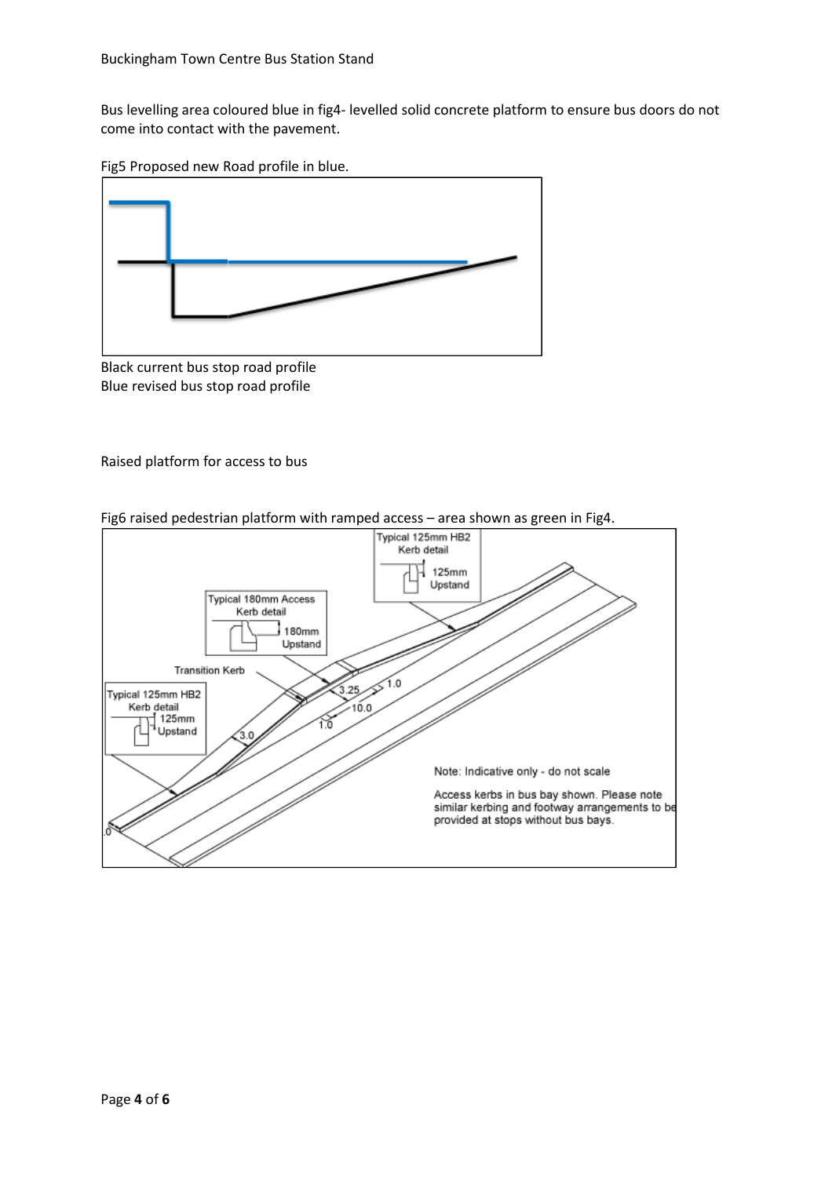Bus levelling area coloured blue in fig4- levelled solid concrete platform to ensure bus doors do not come into contact with the pavement.

Fig5 Proposed new Road profile in blue.

Black current bus stop road profile
Blue revised bus stop road profile

Raised platform for access to bus

Fig6 raised pedestrian platform with ramped access – area shown as green in Fig4.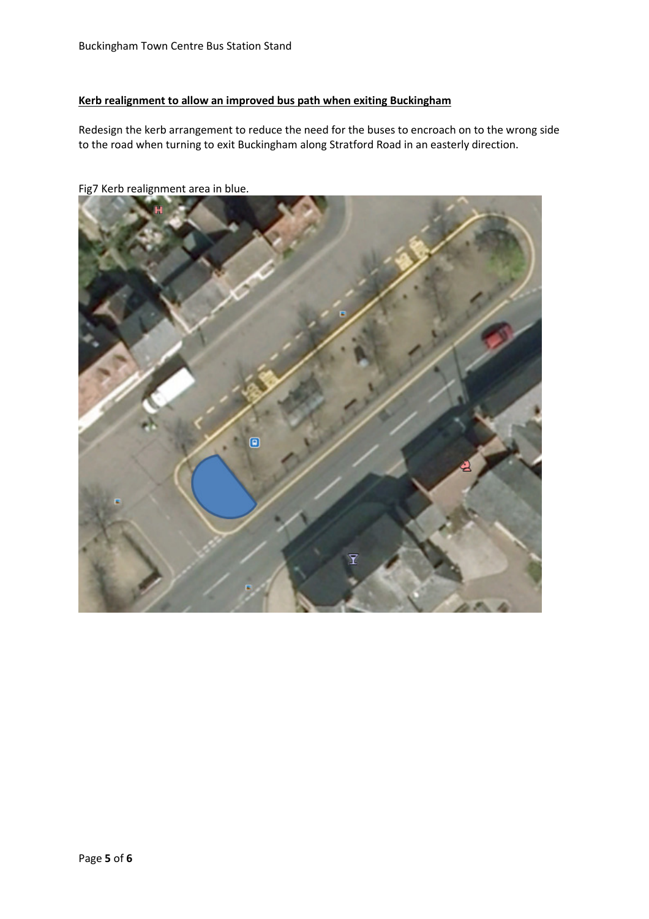**Kerb realignment to allow an improved bus path when exiting Buckingham**

Redesign the kerb arrangement to reduce the need for the buses to encroach on to the wrong side to the road when turning to exit Buckingham along Stratford Road in an easterly direction.

Fig7 Kerb realignment area in blue.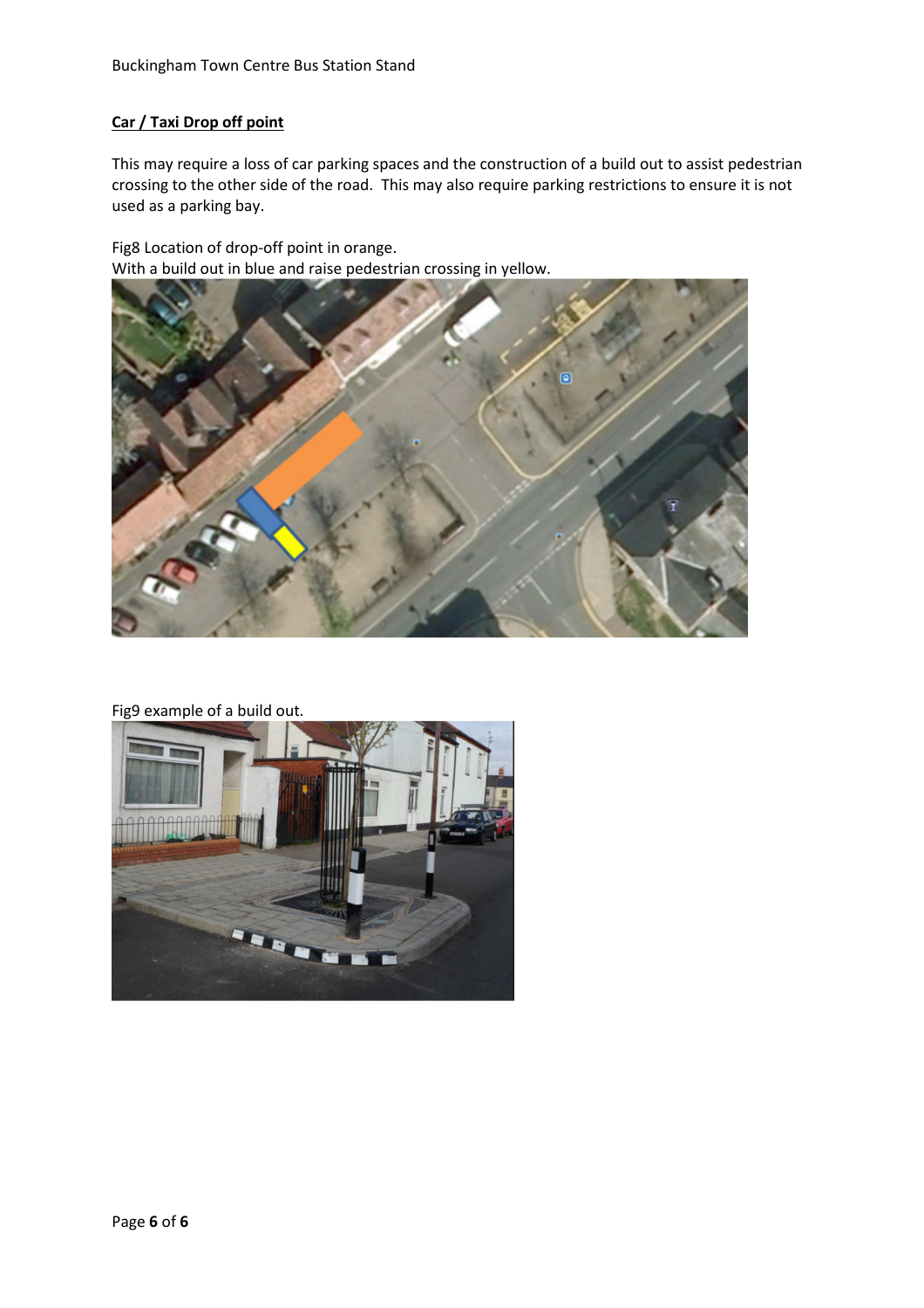## Car / Taxi Drop off point

This may require a loss of car parking spaces and the construction of a build out to assist pedestrian crossing to the other side of the road. This may also require parking restrictions to ensure it is not used as a parking bay.

Fig8 Location of drop-off point in orange.
With a build out in blue and raise pedestrian crossing in yellow.

Fig9 example of a build out.